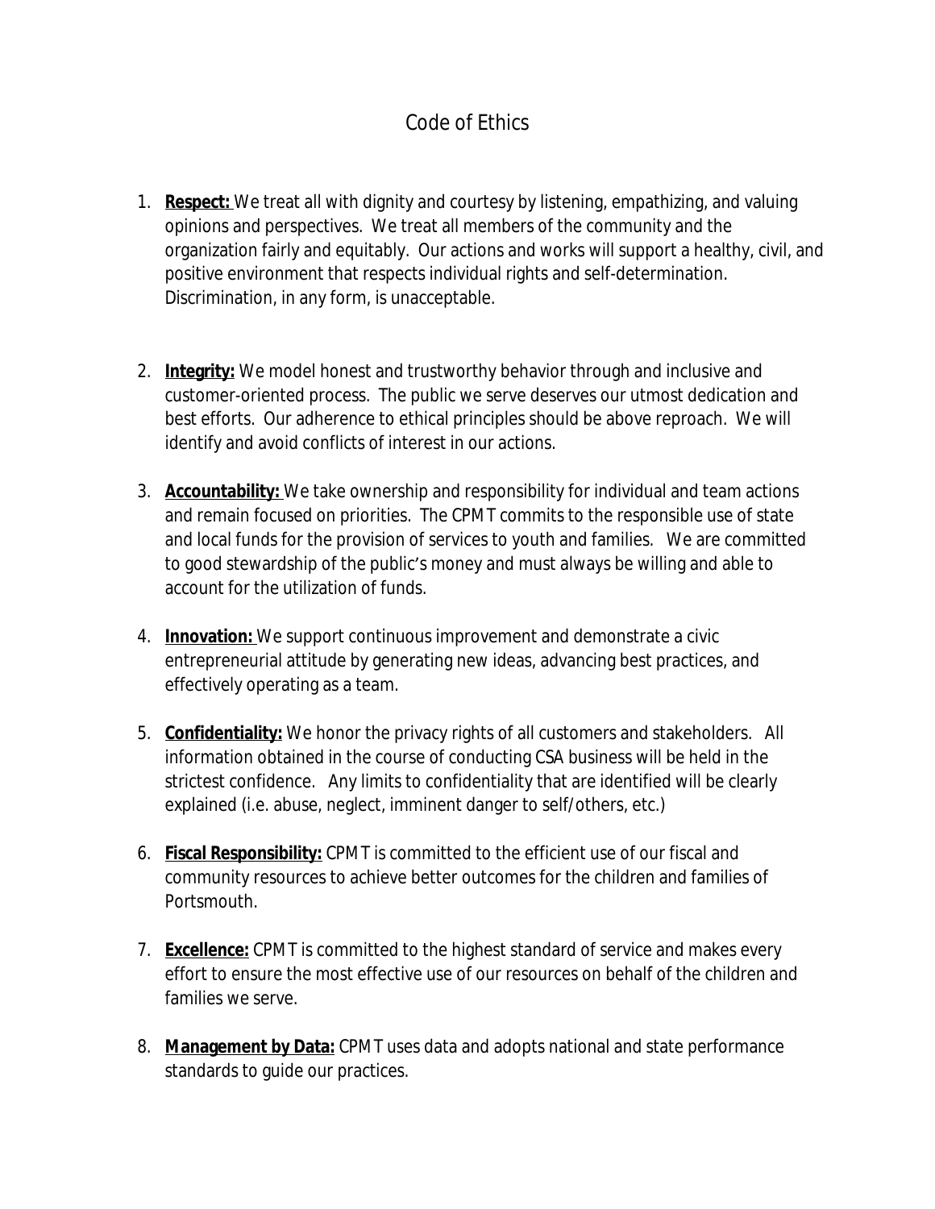# Code of Ethics

1. **Respect:** We treat all with dignity and courtesy by listening, empathizing, and valuing opinions and perspectives. We treat all members of the community and the organization fairly and equitably. Our actions and works will support a healthy, civil, and positive environment that respects individual rights and self-determination. Discrimination, in any form, is unacceptable.

2. **Integrity:** We model honest and trustworthy behavior through and inclusive and customer-oriented process. The public we serve deserves our utmost dedication and best efforts. Our adherence to ethical principles should be above reproach. We will identify and avoid conflicts of interest in our actions.

3. **Accountability:** We take ownership and responsibility for individual and team actions and remain focused on priorities. The CPMT commits to the responsible use of state and local funds for the provision of services to youth and families. We are committed to good stewardship of the public's money and must always be willing and able to account for the utilization of funds.

4. **Innovation:** We support continuous improvement and demonstrate a civic entrepreneurial attitude by generating new ideas, advancing best practices, and effectively operating as a team.

5. **Confidentiality:** We honor the privacy rights of all customers and stakeholders. All information obtained in the course of conducting CSA business will be held in the strictest confidence. Any limits to confidentiality that are identified will be clearly explained (i.e. abuse, neglect, imminent danger to self/others, etc.)

6. **Fiscal Responsibility:** CPMT is committed to the efficient use of our fiscal and community resources to achieve better outcomes for the children and families of Portsmouth.

7. **Excellence:** CPMT is committed to the highest standard of service and makes every effort to ensure the most effective use of our resources on behalf of the children and families we serve.

8. **Management by Data:** CPMT uses data and adopts national and state performance standards to guide our practices.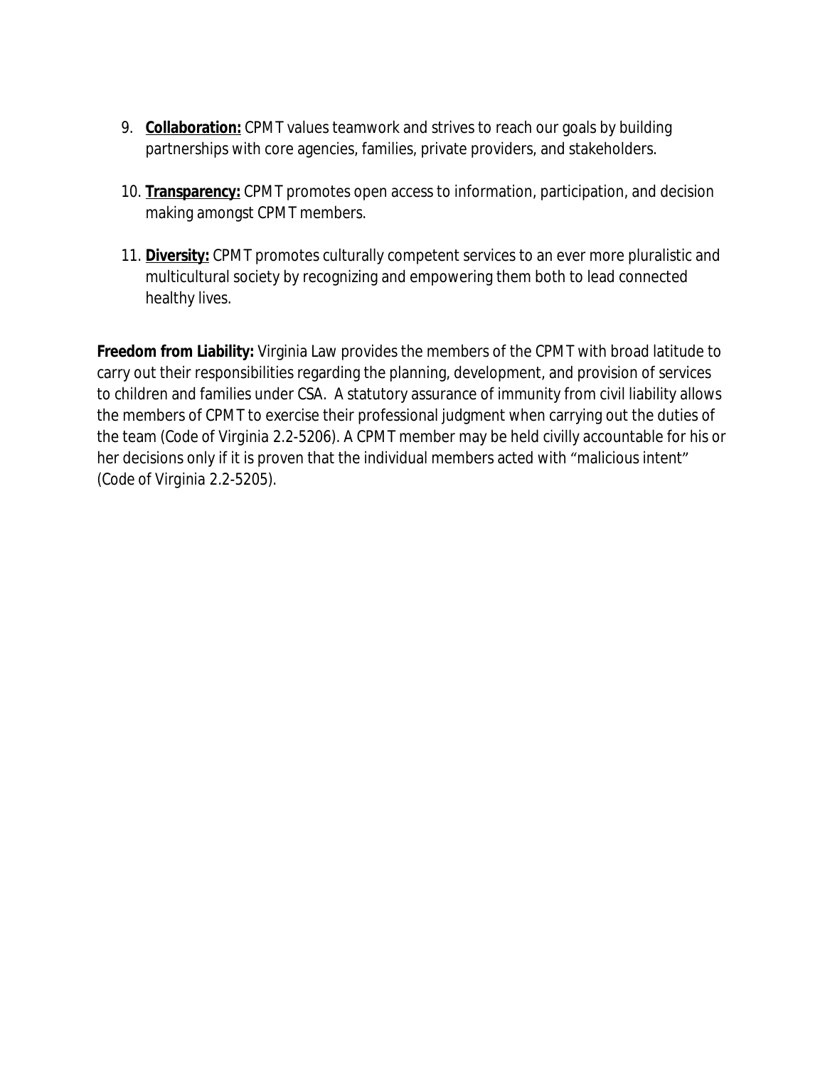9. **Collaboration:** CPMT values teamwork and strives to reach our goals by building partnerships with core agencies, families, private providers, and stakeholders.

10. **Transparency:** CPMT promotes open access to information, participation, and decision making amongst CPMT members.

11. **Diversity:** CPMT promotes culturally competent services to an ever more pluralistic and multicultural society by recognizing and empowering them both to lead connected healthy lives.

**Freedom from Liability:** Virginia Law provides the members of the CPMT with broad latitude to carry out their responsibilities regarding the planning, development, and provision of services to children and families under CSA. A statutory assurance of immunity from civil liability allows the members of CPMT to exercise their professional judgment when carrying out the duties of the team (Code of Virginia 2.2-5206). A CPMT member may be held civilly accountable for his or her decisions only if it is proven that the individual members acted with "malicious intent" (Code of Virginia 2.2-5205).